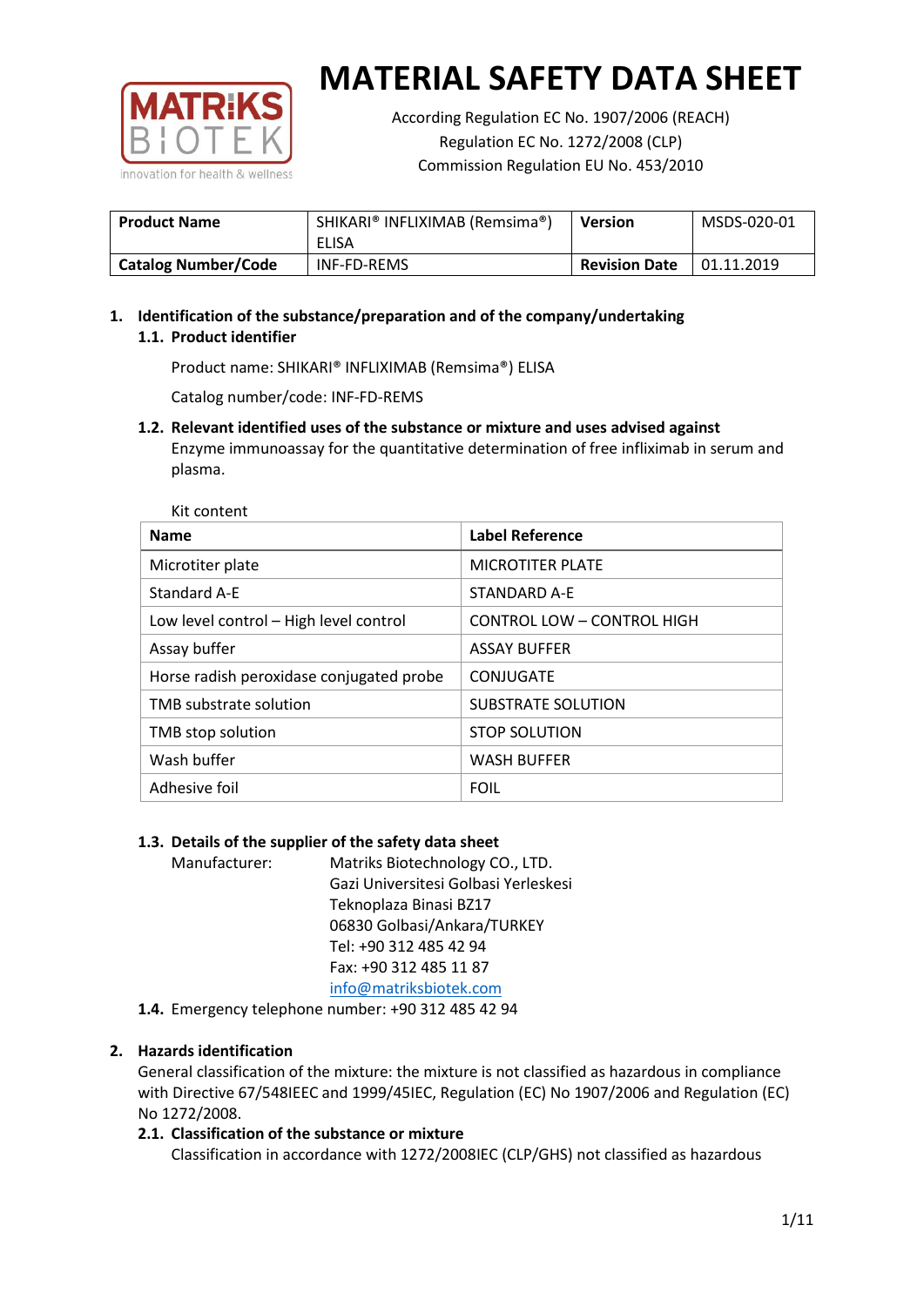# MATERIAL SAFETY DATA SHEET

According Regulation EC No. 1907/2006 (REACH)
Regulation EC No. 1272/2008 (CLP)
Commission Regulation EU No. 453/2010

| **Product Name** | SHIKARI® INFLIXIMAB (Remsima®) ELISA | **Version** | MSDS-020-01 |
|---|---|---|---|
| **Catalog Number/Code** | INF-FD-REMS | **Revision Date** | 01.11.2019 |

## 1. Identification of the substance/preparation and of the company/undertaking

### 1.1. Product identifier

Product name: SHIKARI® INFLIXIMAB (Remsima®) ELISA

Catalog number/code: INF-FD-REMS

### 1.2. Relevant identified uses of the substance or mixture and uses advised against

Enzyme immunoassay for the quantitative determination of free infliximab in serum and plasma.

Kit content

| Name | Label Reference |
|---|---|
| Microtiter plate | MICROTITER PLATE |
| Standard A-E | STANDARD A-E |
| Low level control – High level control | CONTROL LOW – CONTROL HIGH |
| Assay buffer | ASSAY BUFFER |
| Horse radish peroxidase conjugated probe | CONJUGATE |
| TMB substrate solution | SUBSTRATE SOLUTION |
| TMB stop solution | STOP SOLUTION |
| Wash buffer | WASH BUFFER |
| Adhesive foil | FOIL |

### 1.3. Details of the supplier of the safety data sheet

Manufacturer: Matriks Biotechnology CO., LTD.
Gazi Universitesi Golbasi Yerleskesi
Teknoplaza Binasi BZ17
06830 Golbasi/Ankara/TURKEY
Tel: +90 312 485 42 94
Fax: +90 312 485 11 87
info@matriksbiotek.com

### 1.4. Emergency telephone number: +90 312 485 42 94

## 2. Hazards identification

General classification of the mixture: the mixture is not classified as hazardous in compliance with Directive 67/548IEEC and 1999/45IEC, Regulation (EC) No 1907/2006 and Regulation (EC) No 1272/2008.

### 2.1. Classification of the substance or mixture

Classification in accordance with 1272/2008IEC (CLP/GHS) not classified as hazardous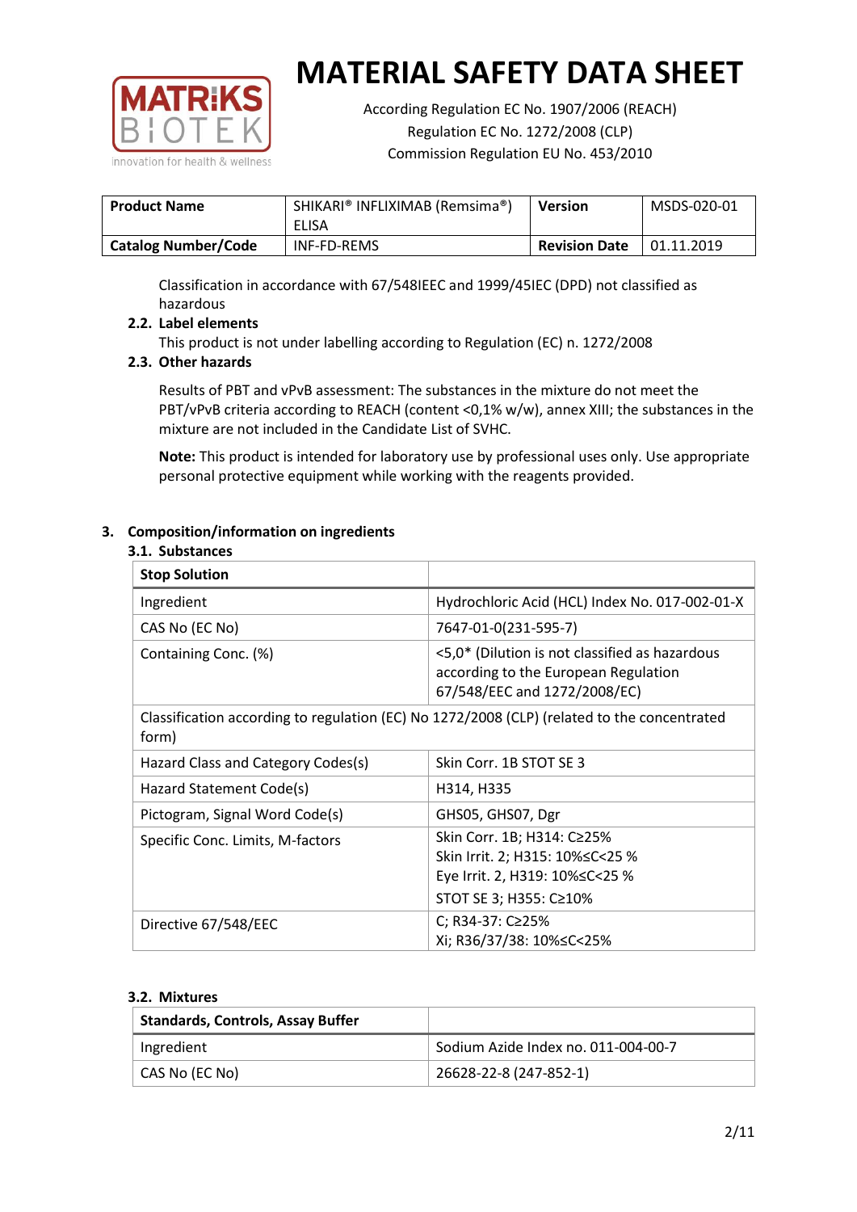# MATERIAL SAFETY DATA SHEET

According Regulation EC No. 1907/2006 (REACH)
Regulation EC No. 1272/2008 (CLP)
Commission Regulation EU No. 453/2010

| **Product Name** | SHIKARI® INFLIXIMAB (Remsima®) ELISA | **Version** | MSDS-020-01 |
|---|---|---|---|
| **Catalog Number/Code** | INF-FD-REMS | **Revision Date** | 01.11.2019 |

Classification in accordance with 67/548IEEC and 1999/45IEC (DPD) not classified as hazardous

### 2.2. Label elements

This product is not under labelling according to Regulation (EC) n. 1272/2008

### 2.3. Other hazards

Results of PBT and vPvB assessment: The substances in the mixture do not meet the PBT/vPvB criteria according to REACH (content <0,1% w/w), annex XIII; the substances in the mixture are not included in the Candidate List of SVHC.

**Note:** This product is intended for laboratory use by professional uses only. Use appropriate personal protective equipment while working with the reagents provided.

## 3. Composition/information on ingredients

### 3.1. Substances

| **Stop Solution** | |
|---|---|
| Ingredient | Hydrochloric Acid (HCL) Index No. 017-002-01-X |
| CAS No (EC No) | 7647-01-0(231-595-7) |
| Containing Conc. (%) | <5,0* (Dilution is not classified as hazardous according to the European Regulation 67/548/EEC and 1272/2008/EC) |
| Classification according to regulation (EC) No 1272/2008 (CLP) (related to the concentrated form) | |
| Hazard Class and Category Codes(s) | Skin Corr. 1B STOT SE 3 |
| Hazard Statement Code(s) | H314, H335 |
| Pictogram, Signal Word Code(s) | GHS05, GHS07, Dgr |
| Specific Conc. Limits, M-factors | Skin Corr. 1B; H314: C≥25%<br>Skin Irrit. 2; H315: 10%≤C<25 %<br>Eye Irrit. 2, H319: 10%≤C<25 %<br>STOT SE 3; H355: C≥10% |
| Directive 67/548/EEC | C; R34-37: C≥25%<br>Xi; R36/37/38: 10%≤C<25% |

### 3.2. Mixtures

| **Standards, Controls, Assay Buffer** | |
|---|---|
| Ingredient | Sodium Azide Index no. 011-004-00-7 |
| CAS No (EC No) | 26628-22-8 (247-852-1) |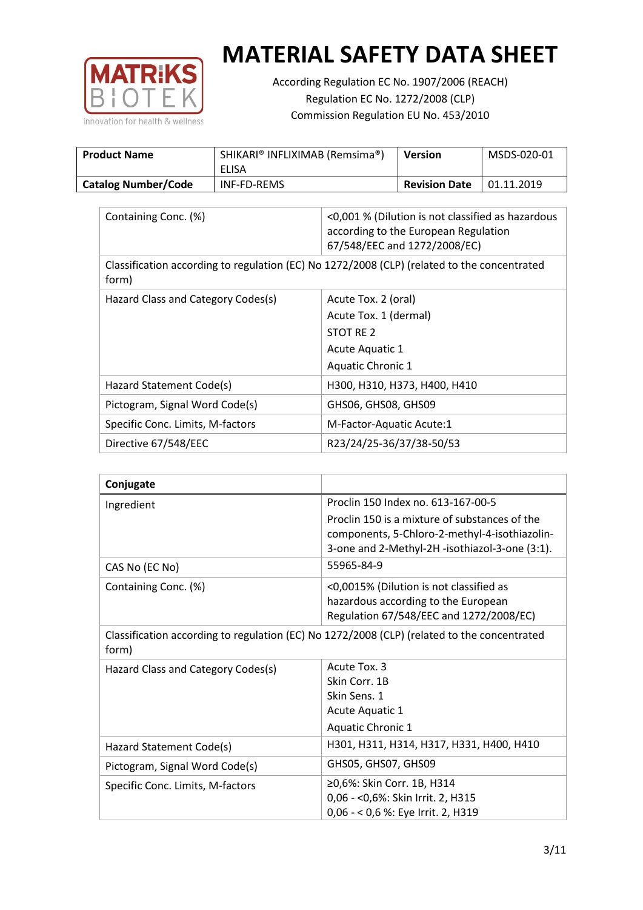# MATERIAL SAFETY DATA SHEET

According Regulation EC No. 1907/2006 (REACH)
Regulation EC No. 1272/2008 (CLP)
Commission Regulation EU No. 453/2010

| Product Name | SHIKARI® INFLIXIMAB (Remsima®) ELISA | Version | MSDS-020-01 |
|---|---|---|---|
| Catalog Number/Code | INF-FD-REMS | Revision Date | 01.11.2019 |

| Containing Conc. (%) | <0,001 % (Dilution is not classified as hazardous according to the European Regulation 67/548/EEC and 1272/2008/EC) |
|---|---|
| Classification according to regulation (EC) No 1272/2008 (CLP) (related to the concentrated form) | |
| Hazard Class and Category Codes(s) | Acute Tox. 2 (oral)<br>Acute Tox. 1 (dermal)<br>STOT RE 2<br>Acute Aquatic 1<br>Aquatic Chronic 1 |
| Hazard Statement Code(s) | H300, H310, H373, H400, H410 |
| Pictogram, Signal Word Code(s) | GHS06, GHS08, GHS09 |
| Specific Conc. Limits, M-factors | M-Factor-Aquatic Acute:1 |
| Directive 67/548/EEC | R23/24/25-36/37/38-50/53 |

| Conjugate | |
|---|---|
| Ingredient | Proclin 150 Index no. 613-167-00-5<br>Proclin 150 is a mixture of substances of the components, 5-Chloro-2-methyl-4-isothiazolin-3-one and 2-Methyl-2H -isothiazol-3-one (3:1). |
| CAS No (EC No) | 55965-84-9 |
| Containing Conc. (%) | <0,0015% (Dilution is not classified as hazardous according to the European Regulation 67/548/EEC and 1272/2008/EC) |
| Classification according to regulation (EC) No 1272/2008 (CLP) (related to the concentrated form) | |
| Hazard Class and Category Codes(s) | Acute Tox. 3<br>Skin Corr. 1B<br>Skin Sens. 1<br>Acute Aquatic 1<br>Aquatic Chronic 1 |
| Hazard Statement Code(s) | H301, H311, H314, H317, H331, H400, H410 |
| Pictogram, Signal Word Code(s) | GHS05, GHS07, GHS09 |
| Specific Conc. Limits, M-factors | ≥0,6%: Skin Corr. 1B, H314<br>0,06 - <0,6%: Skin Irrit. 2, H315<br>0,06 - < 0,6 %: Eye Irrit. 2, H319 |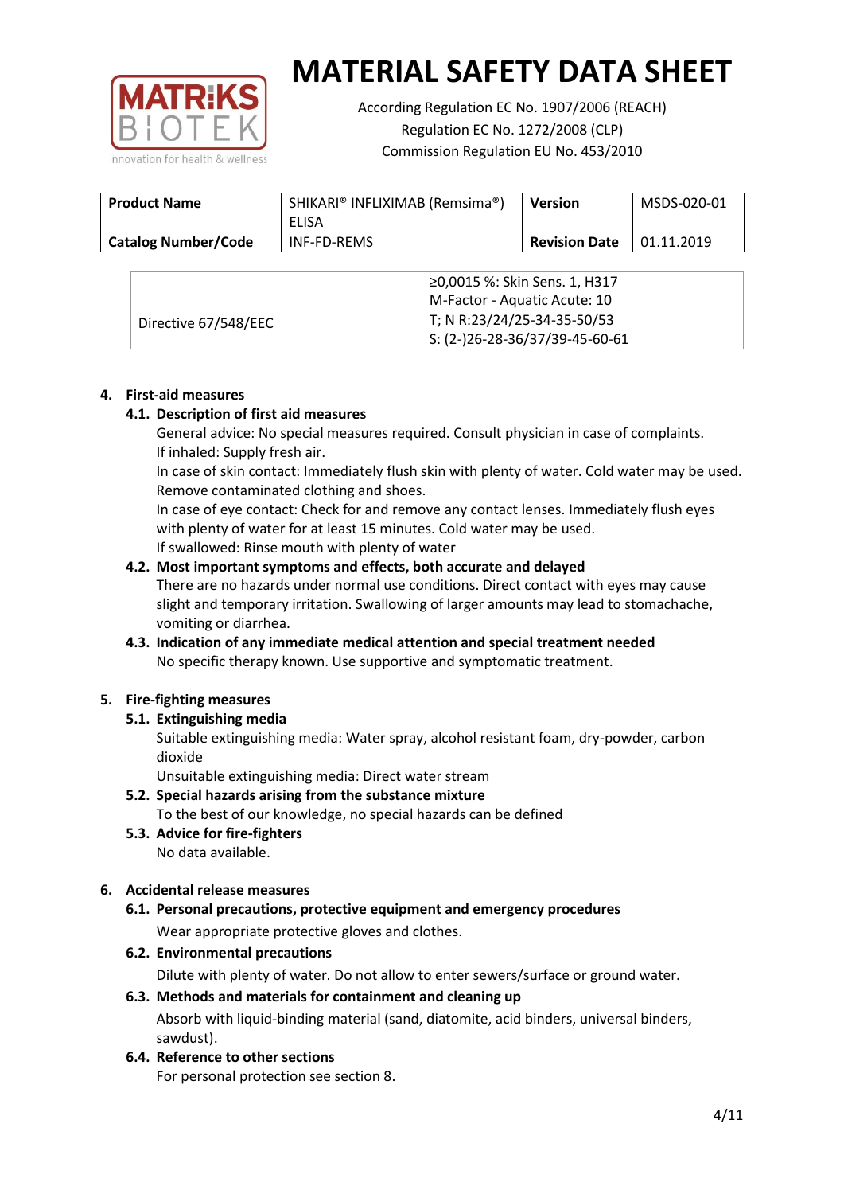# MATERIAL SAFETY DATA SHEET

According Regulation EC No. 1907/2006 (REACH)
Regulation EC No. 1272/2008 (CLP)
Commission Regulation EU No. 453/2010

| Product Name | SHIKARI® INFLIXIMAB (Remsima®) ELISA | Version | MSDS-020-01 |
|---|---|---|---|
| Catalog Number/Code | INF-FD-REMS | Revision Date | 01.11.2019 |

| | |
|---|---|
| | ≥0,0015 %: Skin Sens. 1, H317<br>M-Factor - Aquatic Acute: 10 |
| Directive 67/548/EEC | T; N R:23/24/25-34-35-50/53<br>S: (2-)26-28-36/37/39-45-60-61 |

## 4. First-aid measures

### 4.1. Description of first aid measures

General advice: No special measures required. Consult physician in case of complaints.
If inhaled: Supply fresh air.
In case of skin contact: Immediately flush skin with plenty of water. Cold water may be used. Remove contaminated clothing and shoes.
In case of eye contact: Check for and remove any contact lenses. Immediately flush eyes with plenty of water for at least 15 minutes. Cold water may be used.
If swallowed: Rinse mouth with plenty of water

### 4.2. Most important symptoms and effects, both accurate and delayed

There are no hazards under normal use conditions. Direct contact with eyes may cause slight and temporary irritation. Swallowing of larger amounts may lead to stomachache, vomiting or diarrhea.

### 4.3. Indication of any immediate medical attention and special treatment needed

No specific therapy known. Use supportive and symptomatic treatment.

## 5. Fire-fighting measures

### 5.1. Extinguishing media

Suitable extinguishing media: Water spray, alcohol resistant foam, dry-powder, carbon dioxide
Unsuitable extinguishing media: Direct water stream

### 5.2. Special hazards arising from the substance mixture

To the best of our knowledge, no special hazards can be defined

### 5.3. Advice for fire-fighters

No data available.

## 6. Accidental release measures

### 6.1. Personal precautions, protective equipment and emergency procedures

Wear appropriate protective gloves and clothes.

### 6.2. Environmental precautions

Dilute with plenty of water. Do not allow to enter sewers/surface or ground water.

### 6.3. Methods and materials for containment and cleaning up

Absorb with liquid-binding material (sand, diatomite, acid binders, universal binders, sawdust).

### 6.4. Reference to other sections

For personal protection see section 8.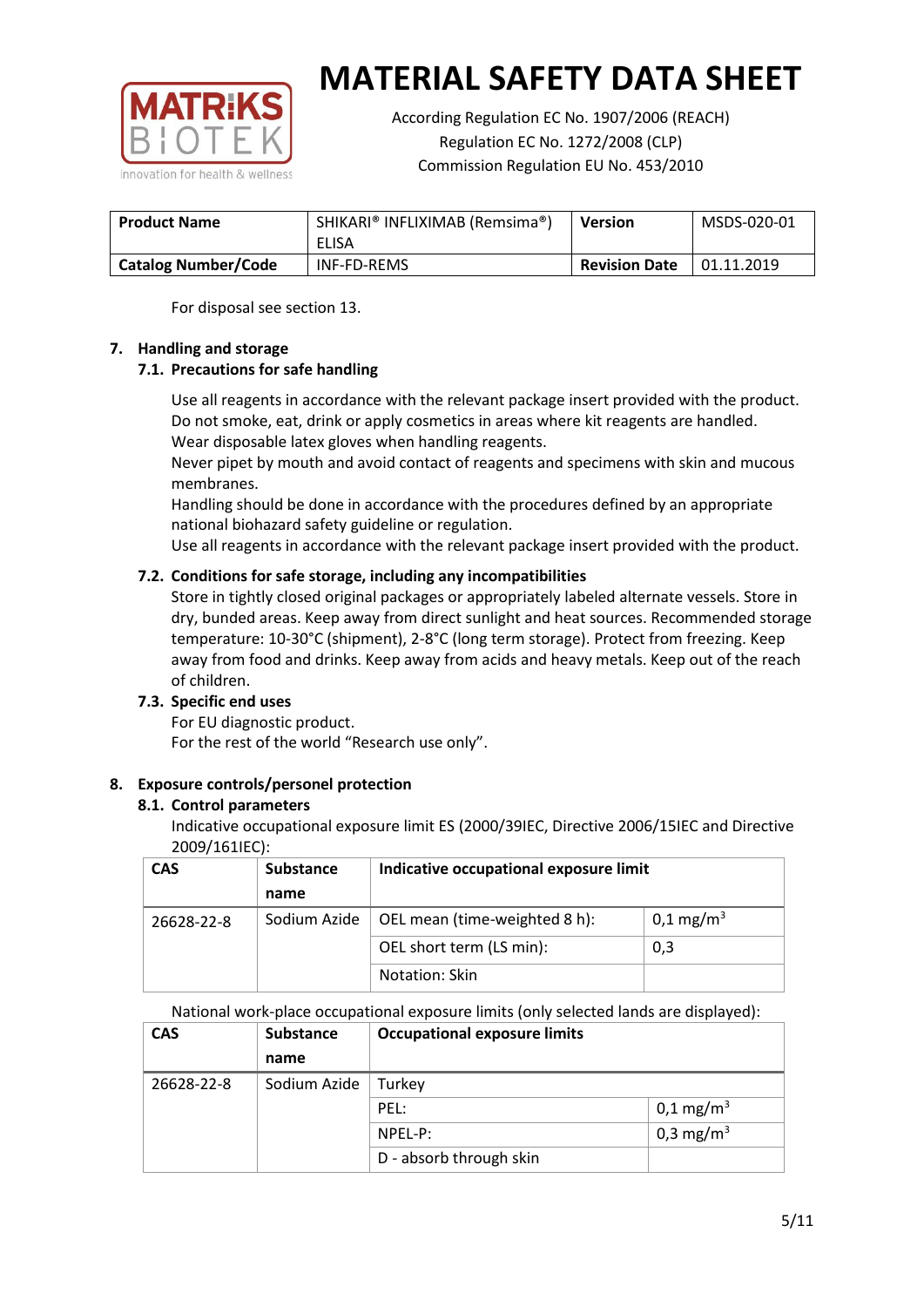# MATERIAL SAFETY DATA SHEET

According Regulation EC No. 1907/2006 (REACH)
Regulation EC No. 1272/2008 (CLP)
Commission Regulation EU No. 453/2010

| Product Name | SHIKARI® INFLIXIMAB (Remsima®) ELISA | Version | MSDS-020-01 |
|---|---|---|---|
| Catalog Number/Code | INF-FD-REMS | Revision Date | 01.11.2019 |

For disposal see section 13.

## 7. Handling and storage

### 7.1. Precautions for safe handling

Use all reagents in accordance with the relevant package insert provided with the product.
Do not smoke, eat, drink or apply cosmetics in areas where kit reagents are handled.
Wear disposable latex gloves when handling reagents.
Never pipet by mouth and avoid contact of reagents and specimens with skin and mucous membranes.
Handling should be done in accordance with the procedures defined by an appropriate national biohazard safety guideline or regulation.
Use all reagents in accordance with the relevant package insert provided with the product.

### 7.2. Conditions for safe storage, including any incompatibilities

Store in tightly closed original packages or appropriately labeled alternate vessels. Store in dry, bunded areas. Keep away from direct sunlight and heat sources. Recommended storage temperature: 10-30°C (shipment), 2-8°C (long term storage). Protect from freezing. Keep away from food and drinks. Keep away from acids and heavy metals. Keep out of the reach of children.

### 7.3. Specific end uses

For EU diagnostic product.
For the rest of the world "Research use only".

## 8. Exposure controls/personel protection

### 8.1. Control parameters

Indicative occupational exposure limit ES (2000/39IEC, Directive 2006/15IEC and Directive 2009/161IEC):

| CAS | Substance name | Indicative occupational exposure limit | |
|---|---|---|---|
| 26628-22-8 | Sodium Azide | OEL mean (time-weighted 8 h): | 0,1 mg/m$^3$ |
| | | OEL short term (LS min): | 0,3 |
| | | Notation: Skin | |

National work-place occupational exposure limits (only selected lands are displayed):

| CAS | Substance name | Occupational exposure limits | |
|---|---|---|---|
| 26628-22-8 | Sodium Azide | Turkey | |
| | | PEL: | 0,1 mg/m$^3$ |
| | | NPEL-P: | 0,3 mg/m$^3$ |
| | | D - absorb through skin | |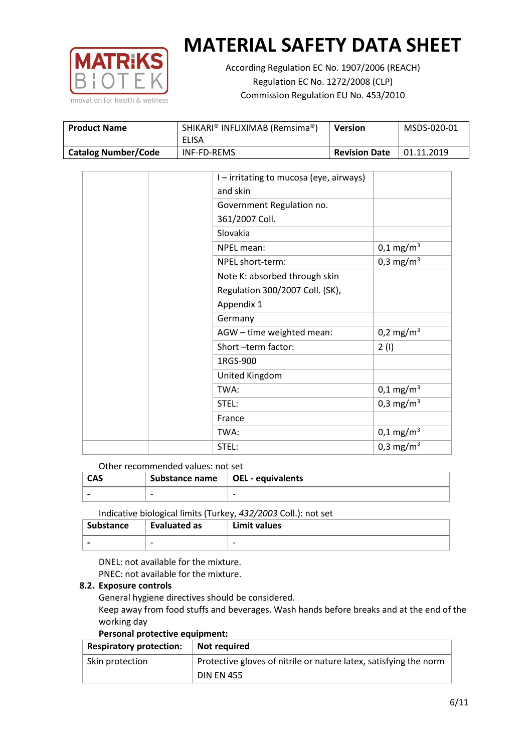| | | I – irritating to mucosa (eye, airways) and skin | |
|---|---|---|---|
| | | Government Regulation no. 361/2007 Coll. | |
| | | Slovakia | |
| | | NPEL mean: | 0,1 mg/m$^3$ |
| | | NPEL short-term: | 0,3 mg/m$^3$ |
| | | Note K: absorbed through skin | |
| | | Regulation 300/2007 Coll. (SK), Appendix 1 | |
| | | Germany | |
| | | AGW – time weighted mean: | 0,2 mg/m$^3$ |
| | | Short –term factor: | 2 (I) |
| | | 1RGS-900 | |
| | | United Kingdom | |
| | | TWA: | 0,1 mg/m$^3$ |
| | | STEL: | 0,3 mg/m$^3$ |
| | | France | |
| | | TWA: | 0,1 mg/m$^3$ |
| | | STEL: | 0,3 mg/m$^3$ |

Other recommended values: not set

| CAS | Substance name | OEL - equivalents |
|---|---|---|
| - | - | - |

Indicative biological limits (Turkey, *432/2003* Coll.): not set

| Substance | Evaluated as | Limit values |
|---|---|---|
| - | - | - |

DNEL: not available for the mixture.
PNEC: not available for the mixture.

**8.2. Exposure controls**

General hygiene directives should be considered.
Keep away from food stuffs and beverages. Wash hands before breaks and at the end of the working day

**Personal protective equipment:**

| Respiratory protection: | Not required |
|---|---|
| Skin protection | Protective gloves of nitrile or nature latex, satisfying the norm DIN EN 455 |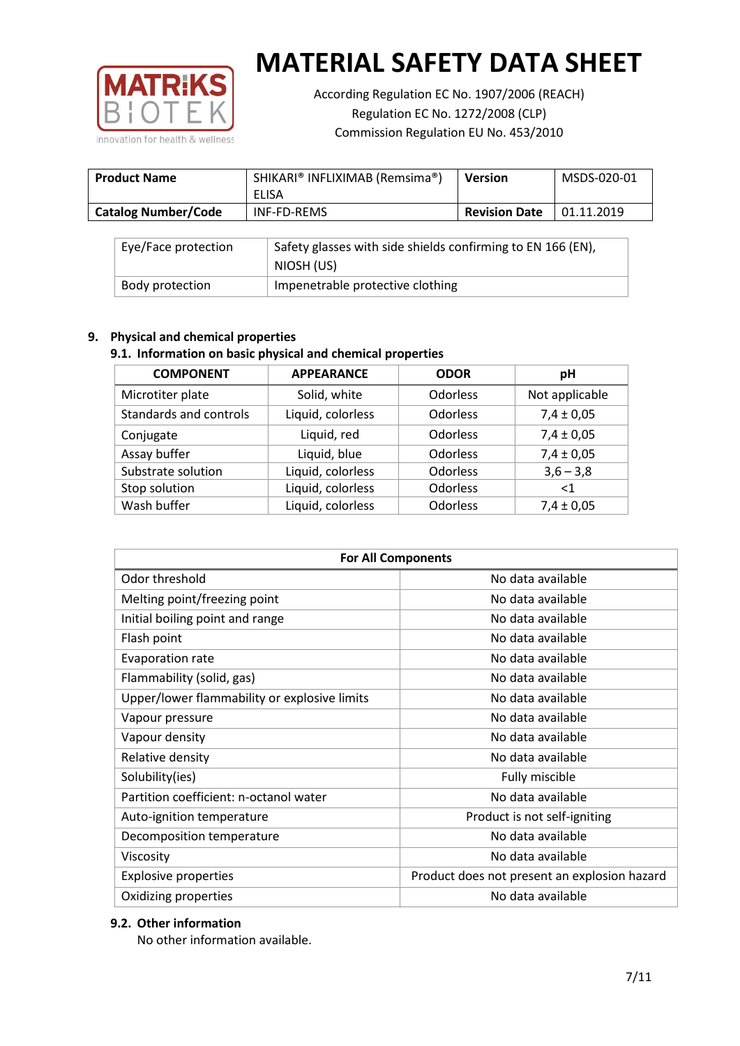| Eye/Face protection | Safety glasses with side shields confirming to EN 166 (EN), NIOSH (US) |
|---|---|
| Body protection | Impenetrable protective clothing |

## 9. Physical and chemical properties

### 9.1. Information on basic physical and chemical properties

| COMPONENT | APPEARANCE | ODOR | pH |
|---|---|---|---|
| Microtiter plate | Solid, white | Odorless | Not applicable |
| Standards and controls | Liquid, colorless | Odorless | 7,4 ± 0,05 |
| Conjugate | Liquid, red | Odorless | 7,4 ± 0,05 |
| Assay buffer | Liquid, blue | Odorless | 7,4 ± 0,05 |
| Substrate solution | Liquid, colorless | Odorless | 3,6 – 3,8 |
| Stop solution | Liquid, colorless | Odorless | <1 |
| Wash buffer | Liquid, colorless | Odorless | 7,4 ± 0,05 |

| For All Components | |
|---|---|
| Odor threshold | No data available |
| Melting point/freezing point | No data available |
| Initial boiling point and range | No data available |
| Flash point | No data available |
| Evaporation rate | No data available |
| Flammability (solid, gas) | No data available |
| Upper/lower flammability or explosive limits | No data available |
| Vapour pressure | No data available |
| Vapour density | No data available |
| Relative density | No data available |
| Solubility(ies) | Fully miscible |
| Partition coefficient: n-octanol water | No data available |
| Auto-ignition temperature | Product is not self-igniting |
| Decomposition temperature | No data available |
| Viscosity | No data available |
| Explosive properties | Product does not present an explosion hazard |
| Oxidizing properties | No data available |

### 9.2. Other information

No other information available.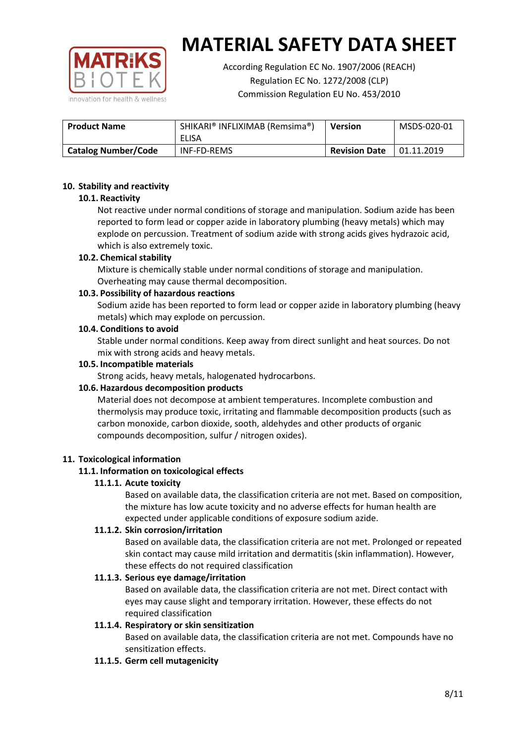# MATERIAL SAFETY DATA SHEET

According Regulation EC No. 1907/2006 (REACH)
Regulation EC No. 1272/2008 (CLP)
Commission Regulation EU No. 453/2010

| **Product Name** | SHIKARI® INFLIXIMAB (Remsima®) ELISA | **Version** | MSDS-020-01 |
|---|---|---|---|
| **Catalog Number/Code** | INF-FD-REMS | **Revision Date** | 01.11.2019 |

## 10. Stability and reactivity

### 10.1. Reactivity

Not reactive under normal conditions of storage and manipulation. Sodium azide has been reported to form lead or copper azide in laboratory plumbing (heavy metals) which may explode on percussion. Treatment of sodium azide with strong acids gives hydrazoic acid, which is also extremely toxic.

### 10.2. Chemical stability

Mixture is chemically stable under normal conditions of storage and manipulation. Overheating may cause thermal decomposition.

### 10.3. Possibility of hazardous reactions

Sodium azide has been reported to form lead or copper azide in laboratory plumbing (heavy metals) which may explode on percussion.

### 10.4. Conditions to avoid

Stable under normal conditions. Keep away from direct sunlight and heat sources. Do not mix with strong acids and heavy metals.

### 10.5. Incompatible materials

Strong acids, heavy metals, halogenated hydrocarbons.

### 10.6. Hazardous decomposition products

Material does not decompose at ambient temperatures. Incomplete combustion and thermolysis may produce toxic, irritating and flammable decomposition products (such as carbon monoxide, carbon dioxide, sooth, aldehydes and other products of organic compounds decomposition, sulfur / nitrogen oxides).

## 11. Toxicological information

### 11.1. Information on toxicological effects

#### 11.1.1. Acute toxicity

Based on available data, the classification criteria are not met. Based on composition, the mixture has low acute toxicity and no adverse effects for human health are expected under applicable conditions of exposure sodium azide.

#### 11.1.2. Skin corrosion/irritation

Based on available data, the classification criteria are not met. Prolonged or repeated skin contact may cause mild irritation and dermatitis (skin inflammation). However, these effects do not required classification

#### 11.1.3. Serious eye damage/irritation

Based on available data, the classification criteria are not met. Direct contact with eyes may cause slight and temporary irritation. However, these effects do not required classification

#### 11.1.4. Respiratory or skin sensitization

Based on available data, the classification criteria are not met. Compounds have no sensitization effects.

#### 11.1.5. Germ cell mutagenicity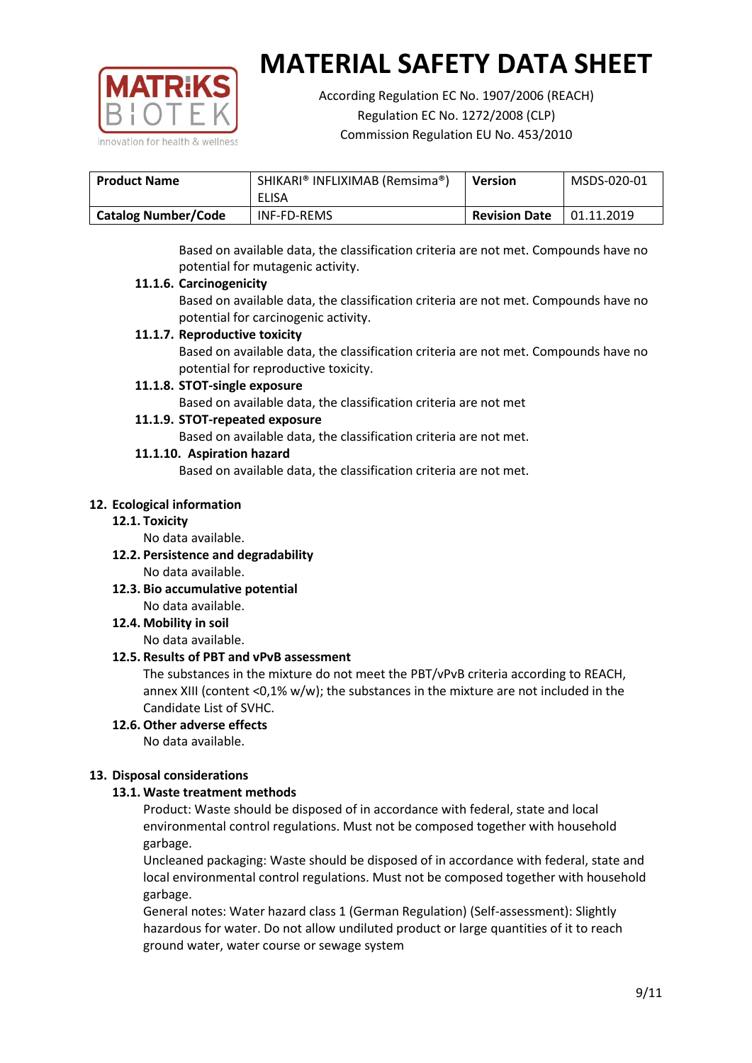Based on available data, the classification criteria are not met. Compounds have no potential for mutagenic activity.

**11.1.6. Carcinogenicity**

Based on available data, the classification criteria are not met. Compounds have no potential for carcinogenic activity.

**11.1.7. Reproductive toxicity**

Based on available data, the classification criteria are not met. Compounds have no potential for reproductive toxicity.

**11.1.8. STOT-single exposure**

Based on available data, the classification criteria are not met

**11.1.9. STOT-repeated exposure**

Based on available data, the classification criteria are not met.

**11.1.10. Aspiration hazard**

Based on available data, the classification criteria are not met.

## 12. Ecological information

### 12.1. Toxicity

No data available.

### 12.2. Persistence and degradability

No data available.

### 12.3. Bio accumulative potential

No data available.

### 12.4. Mobility in soil

No data available.

### 12.5. Results of PBT and vPvB assessment

The substances in the mixture do not meet the PBT/vPvB criteria according to REACH, annex XIII (content <0,1% w/w); the substances in the mixture are not included in the Candidate List of SVHC.

### 12.6. Other adverse effects

No data available.

## 13. Disposal considerations

### 13.1. Waste treatment methods

Product: Waste should be disposed of in accordance with federal, state and local environmental control regulations. Must not be composed together with household garbage.

Uncleaned packaging: Waste should be disposed of in accordance with federal, state and local environmental control regulations. Must not be composed together with household garbage.

General notes: Water hazard class 1 (German Regulation) (Self-assessment): Slightly hazardous for water. Do not allow undiluted product or large quantities of it to reach ground water, water course or sewage system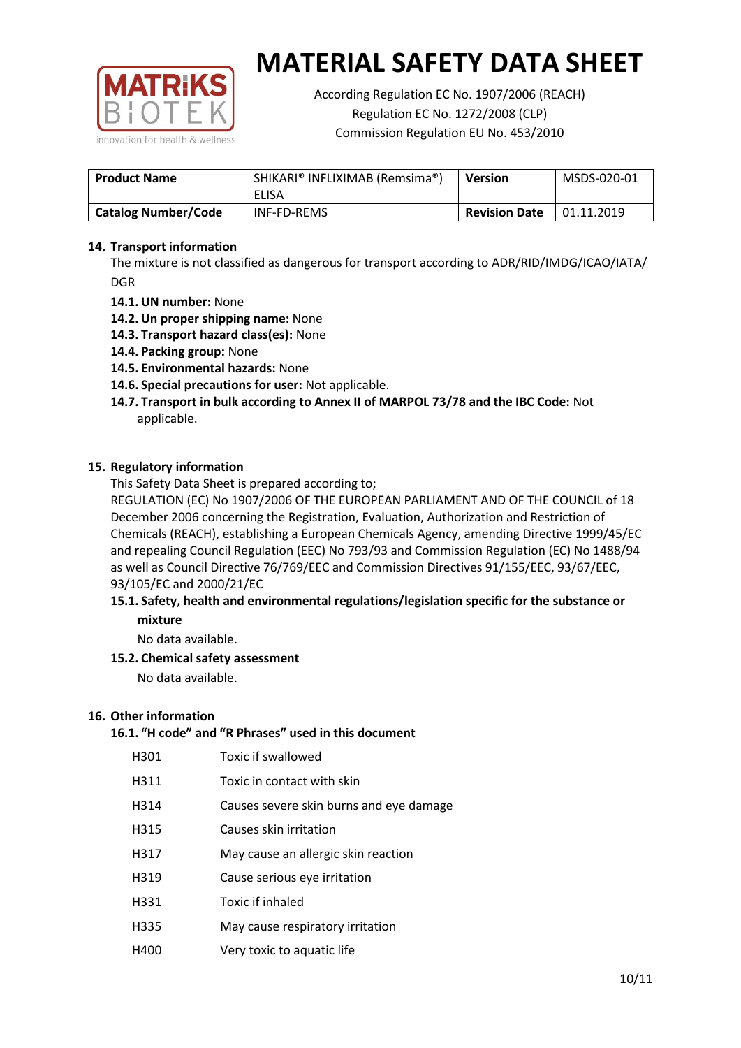# MATERIAL SAFETY DATA SHEET

According Regulation EC No. 1907/2006 (REACH)
Regulation EC No. 1272/2008 (CLP)
Commission Regulation EU No. 453/2010

| **Product Name** | SHIKARI® INFLIXIMAB (Remsima®) ELISA | **Version** | MSDS-020-01 |
|---|---|---|---|
| **Catalog Number/Code** | INF-FD-REMS | **Revision Date** | 01.11.2019 |

## 14. Transport information

The mixture is not classified as dangerous for transport according to ADR/RID/IMDG/ICAO/IATA/DGR

- **14.1. UN number:** None
- **14.2. Un proper shipping name:** None
- **14.3. Transport hazard class(es):** None
- **14.4. Packing group:** None
- **14.5. Environmental hazards:** None
- **14.6. Special precautions for user:** Not applicable.
- **14.7. Transport in bulk according to Annex II of MARPOL 73/78 and the IBC Code:** Not applicable.

## 15. Regulatory information

This Safety Data Sheet is prepared according to;

REGULATION (EC) No 1907/2006 OF THE EUROPEAN PARLIAMENT AND OF THE COUNCIL of 18 December 2006 concerning the Registration, Evaluation, Authorization and Restriction of Chemicals (REACH), establishing a European Chemicals Agency, amending Directive 1999/45/EC and repealing Council Regulation (EEC) No 793/93 and Commission Regulation (EC) No 1488/94 as well as Council Directive 76/769/EEC and Commission Directives 91/155/EEC, 93/67/EEC, 93/105/EC and 2000/21/EC

### 15.1. Safety, health and environmental regulations/legislation specific for the substance or mixture

No data available.

### 15.2. Chemical safety assessment

No data available.

## 16. Other information

### 16.1. "H code" and "R Phrases" used in this document

| | |
|---|---|
| H301 | Toxic if swallowed |
| H311 | Toxic in contact with skin |
| H314 | Causes severe skin burns and eye damage |
| H315 | Causes skin irritation |
| H317 | May cause an allergic skin reaction |
| H319 | Cause serious eye irritation |
| H331 | Toxic if inhaled |
| H335 | May cause respiratory irritation |
| H400 | Very toxic to aquatic life |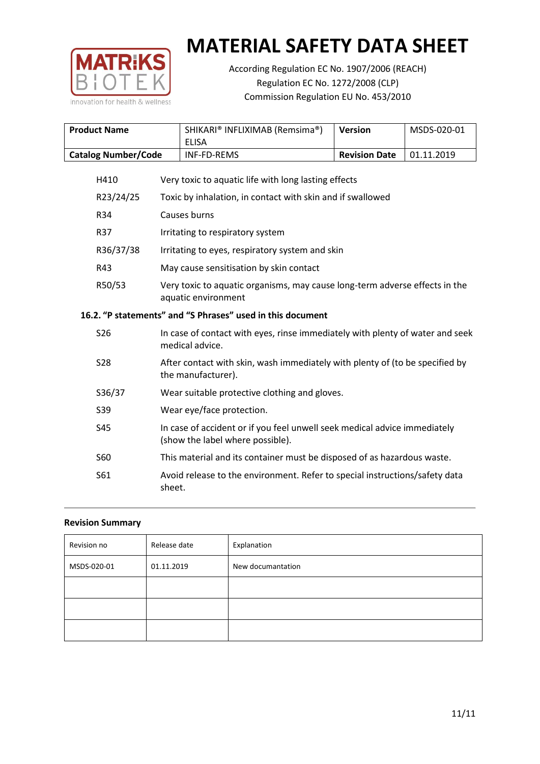# MATERIAL SAFETY DATA SHEET

According Regulation EC No. 1907/2006 (REACH)
Regulation EC No. 1272/2008 (CLP)
Commission Regulation EU No. 453/2010

| | | | |
|---|---|---|---|
| **Product Name** | SHIKARI® INFLIXIMAB (Remsima®) ELISA | **Version** | MSDS-020-01 |
| **Catalog Number/Code** | INF-FD-REMS | **Revision Date** | 01.11.2019 |

| | |
|---|---|
| H410 | Very toxic to aquatic life with long lasting effects |
| R23/24/25 | Toxic by inhalation, in contact with skin and if swallowed |
| R34 | Causes burns |
| R37 | Irritating to respiratory system |
| R36/37/38 | Irritating to eyes, respiratory system and skin |
| R43 | May cause sensitisation by skin contact |
| R50/53 | Very toxic to aquatic organisms, may cause long-term adverse effects in the aquatic environment |

### 16.2. "P statements" and "S Phrases" used in this document

| | |
|---|---|
| S26 | In case of contact with eyes, rinse immediately with plenty of water and seek medical advice. |
| S28 | After contact with skin, wash immediately with plenty of (to be specified by the manufacturer). |
| S36/37 | Wear suitable protective clothing and gloves. |
| S39 | Wear eye/face protection. |
| S45 | In case of accident or if you feel unwell seek medical advice immediately (show the label where possible). |
| S60 | This material and its container must be disposed of as hazardous waste. |
| S61 | Avoid release to the environment. Refer to special instructions/safety data sheet. |

**Revision Summary**

| Revision no | Release date | Explanation |
|---|---|---|
| MSDS-020-01 | 01.11.2019 | New documantation |
| | | |
| | | |
| | | |